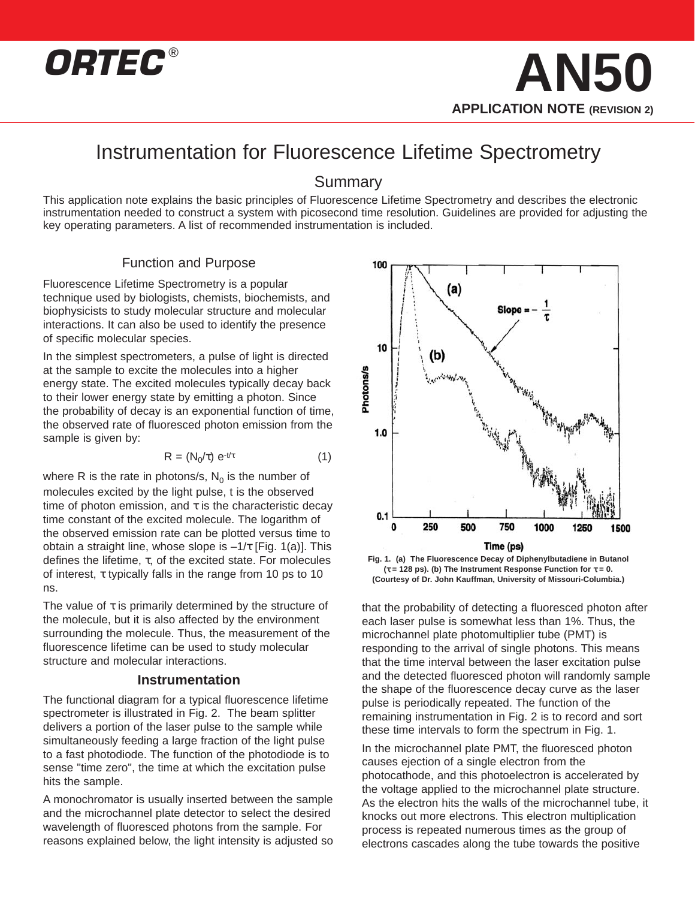ORTEC®

# AN50

**APPLICATION NOTE (REVISION 2)**

# Instrumentation for Fluorescence Lifetime Spectrometry

## Summary

This application note explains the basic principles of Fluorescence Lifetime Spectrometry and describes the electronic instrumentation needed to construct a system with picosecond time resolution. Guidelines are provided for adjusting the key operating parameters. A list of recommended instrumentation is included.

## Function and Purpose

Fluorescence Lifetime Spectrometry is a popular technique used by biologists, chemists, biochemists, and biophysicists to study molecular structure and molecular interactions. It can also be used to identify the presence of specific molecular species.

In the simplest spectrometers, a pulse of light is directed at the sample to excite the molecules into a higher energy state. The excited molecules typically decay back to their lower energy state by emitting a photon. Since the probability of decay is an exponential function of time, the observed rate of fluoresced photon emission from the sample is given by:

$$R = (N_0/\tau)\, e^{-t/\tau} \qquad (1)$$

where R is the rate in photons/s, $N_0$ is the number of molecules excited by the light pulse, t is the observed time of photon emission, and $\tau$ is the characteristic decay time constant of the excited molecule. The logarithm of the observed emission rate can be plotted versus time to obtain a straight line, whose slope is $-1/\tau$ [Fig. 1(a)]. This defines the lifetime, $\tau$, of the excited state. For molecules of interest, $\tau$ typically falls in the range from 10 ps to 10 ns.

The value of $\tau$ is primarily determined by the structure of the molecule, but it is also affected by the environment surrounding the molecule. Thus, the measurement of the fluorescence lifetime can be used to study molecular structure and molecular interactions.

### Instrumentation

The functional diagram for a typical fluorescence lifetime spectrometer is illustrated in Fig. 2. The beam splitter delivers a portion of the laser pulse to the sample while simultaneously feeding a large fraction of the light pulse to a fast photodiode. The function of the photodiode is to sense "time zero", the time at which the excitation pulse hits the sample.

A monochromator is usually inserted between the sample and the microchannel plate detector to select the desired wavelength of fluoresced photons from the sample. For reasons explained below, the light intensity is adjusted so that the probability of detecting a fluoresced photon after each laser pulse is somewhat less than 1%. Thus, the microchannel plate photomultiplier tube (PMT) is responding to the arrival of single photons. This means that the time interval between the laser excitation pulse and the detected fluoresced photon will randomly sample the shape of the fluorescence decay curve as the laser pulse is periodically repeated. The function of the remaining instrumentation in Fig. 2 is to record and sort these time intervals to form the spectrum in Fig. 1.

**Fig. 1. (a) The Fluorescence Decay of Diphenylbutadiene in Butanol ($\tau$ = 128 ps). (b) The Instrument Response Function for $\tau$ = 0. (Courtesy of Dr. John Kauffman, University of Missouri-Columbia.)**

In the microchannel plate PMT, the fluoresced photon causes ejection of a single electron from the photocathode, and this photoelectron is accelerated by the voltage applied to the microchannel plate structure. As the electron hits the walls of the microchannel tube, it knocks out more electrons. This electron multiplication process is repeated numerous times as the group of electrons cascades along the tube towards the positive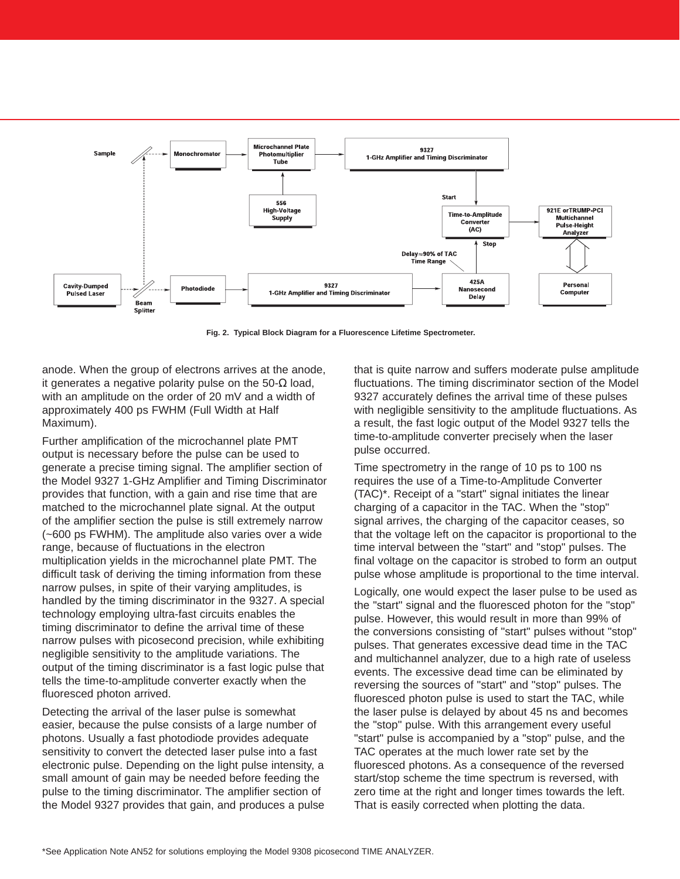Fig. 2. Typical Block Diagram for a Fluorescence Lifetime Spectrometer.

anode. When the group of electrons arrives at the anode, it generates a negative polarity pulse on the 50-Ω load, with an amplitude on the order of 20 mV and a width of approximately 400 ps FWHM (Full Width at Half Maximum).

Further amplification of the microchannel plate PMT output is necessary before the pulse can be used to generate a precise timing signal. The amplifier section of the Model 9327 1-GHz Amplifier and Timing Discriminator provides that function, with a gain and rise time that are matched to the microchannel plate signal. At the output of the amplifier section the pulse is still extremely narrow (~600 ps FWHM). The amplitude also varies over a wide range, because of fluctuations in the electron multiplication yields in the microchannel plate PMT. The difficult task of deriving the timing information from these narrow pulses, in spite of their varying amplitudes, is handled by the timing discriminator in the 9327. A special technology employing ultra-fast circuits enables the timing discriminator to define the arrival time of these narrow pulses with picosecond precision, while exhibiting negligible sensitivity to the amplitude variations. The output of the timing discriminator is a fast logic pulse that tells the time-to-amplitude converter exactly when the fluoresced photon arrived.

Detecting the arrival of the laser pulse is somewhat easier, because the pulse consists of a large number of photons. Usually a fast photodiode provides adequate sensitivity to convert the detected laser pulse into a fast electronic pulse. Depending on the light pulse intensity, a small amount of gain may be needed before feeding the pulse to the timing discriminator. The amplifier section of the Model 9327 provides that gain, and produces a pulse that is quite narrow and suffers moderate pulse amplitude fluctuations. The timing discriminator section of the Model 9327 accurately defines the arrival time of these pulses with negligible sensitivity to the amplitude fluctuations. As a result, the fast logic output of the Model 9327 tells the time-to-amplitude converter precisely when the laser pulse occurred.

Time spectrometry in the range of 10 ps to 100 ns requires the use of a Time-to-Amplitude Converter (TAC)*. Receipt of a "start" signal initiates the linear charging of a capacitor in the TAC. When the "stop" signal arrives, the charging of the capacitor ceases, so that the voltage left on the capacitor is proportional to the time interval between the "start" and "stop" pulses. The final voltage on the capacitor is strobed to form an output pulse whose amplitude is proportional to the time interval.

Logically, one would expect the laser pulse to be used as the "start" signal and the fluoresced photon for the "stop" pulse. However, this would result in more than 99% of the conversions consisting of "start" pulses without "stop" pulses. That generates excessive dead time in the TAC and multichannel analyzer, due to a high rate of useless events. The excessive dead time can be eliminated by reversing the sources of "start" and "stop" pulses. The fluoresced photon pulse is used to start the TAC, while the laser pulse is delayed by about 45 ns and becomes the "stop" pulse. With this arrangement every useful "start" pulse is accompanied by a "stop" pulse, and the TAC operates at the much lower rate set by the fluoresced photons. As a consequence of the reversed start/stop scheme the time spectrum is reversed, with zero time at the right and longer times towards the left. That is easily corrected when plotting the data.

*See Application Note AN52 for solutions employing the Model 9308 picosecond TIME ANALYZER.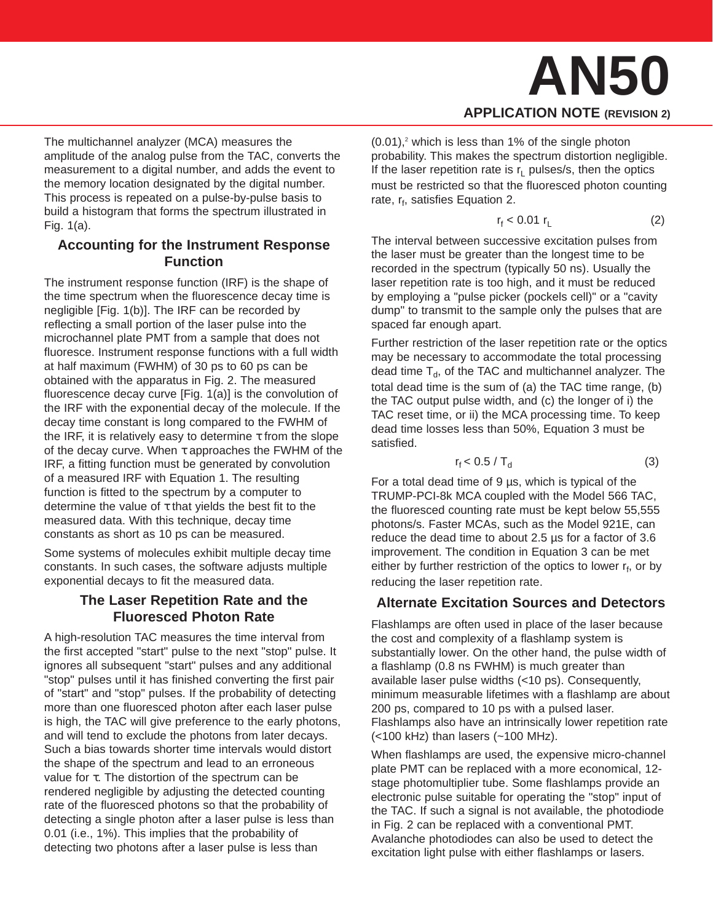The multichannel analyzer (MCA) measures the amplitude of the analog pulse from the TAC, converts the measurement to a digital number, and adds the event to the memory location designated by the digital number. This process is repeated on a pulse-by-pulse basis to build a histogram that forms the spectrum illustrated in Fig. 1(a).

## Accounting for the Instrument Response Function

The instrument response function (IRF) is the shape of the time spectrum when the fluorescence decay time is negligible [Fig. 1(b)]. The IRF can be recorded by reflecting a small portion of the laser pulse into the microchannel plate PMT from a sample that does not fluoresce. Instrument response functions with a full width at half maximum (FWHM) of 30 ps to 60 ps can be obtained with the apparatus in Fig. 2. The measured fluorescence decay curve [Fig. 1(a)] is the convolution of the IRF with the exponential decay of the molecule. If the decay time constant is long compared to the FWHM of the IRF, it is relatively easy to determine $\tau$ from the slope of the decay curve. When $\tau$ approaches the FWHM of the IRF, a fitting function must be generated by convolution of a measured IRF with Equation 1. The resulting function is fitted to the spectrum by a computer to determine the value of $\tau$ that yields the best fit to the measured data. With this technique, decay time constants as short as 10 ps can be measured.

Some systems of molecules exhibit multiple decay time constants. In such cases, the software adjusts multiple exponential decays to fit the measured data.

## The Laser Repetition Rate and the Fluoresced Photon Rate

A high-resolution TAC measures the time interval from the first accepted "start" pulse to the next "stop" pulse. It ignores all subsequent "start" pulses and any additional "stop" pulses until it has finished converting the first pair of "start" and "stop" pulses. If the probability of detecting more than one fluoresced photon after each laser pulse is high, the TAC will give preference to the early photons, and will tend to exclude the photons from later decays. Such a bias towards shorter time intervals would distort the shape of the spectrum and lead to an erroneous value for $\tau$. The distortion of the spectrum can be rendered negligible by adjusting the detected counting rate of the fluoresced photons so that the probability of detecting a single photon after a laser pulse is less than 0.01 (i.e., 1%). This implies that the probability of detecting two photons after a laser pulse is less than $(0.01)^2$ which is less than 1% of the single photon probability. This makes the spectrum distortion negligible. If the laser repetition rate is $r_L$ pulses/s, then the optics must be restricted so that the fluoresced photon counting rate, $r_f$, satisfies Equation 2.

$$r_f < 0.01\ r_L \tag{2}$$

The interval between successive excitation pulses from the laser must be greater than the longest time to be recorded in the spectrum (typically 50 ns). Usually the laser repetition rate is too high, and it must be reduced by employing a "pulse picker (pockels cell)" or a "cavity dump" to transmit to the sample only the pulses that are spaced far enough apart.

Further restriction of the laser repetition rate or the optics may be necessary to accommodate the total processing dead time $T_d$, of the TAC and multichannel analyzer. The total dead time is the sum of (a) the TAC time range, (b) the TAC output pulse width, and (c) the longer of i) the TAC reset time, or ii) the MCA processing time. To keep dead time losses less than 50%, Equation 3 must be satisfied.

$$r_f < 0.5 / T_d \tag{3}$$

For a total dead time of 9 µs, which is typical of the TRUMP-PCI-8k MCA coupled with the Model 566 TAC, the fluoresced counting rate must be kept below 55,555 photons/s. Faster MCAs, such as the Model 921E, can reduce the dead time to about 2.5 µs for a factor of 3.6 improvement. The condition in Equation 3 can be met either by further restriction of the optics to lower $r_f$, or by reducing the laser repetition rate.

## Alternate Excitation Sources and Detectors

Flashlamps are often used in place of the laser because the cost and complexity of a flashlamp system is substantially lower. On the other hand, the pulse width of a flashlamp (0.8 ns FWHM) is much greater than available laser pulse widths (<10 ps). Consequently, minimum measurable lifetimes with a flashlamp are about 200 ps, compared to 10 ps with a pulsed laser. Flashlamps also have an intrinsically lower repetition rate (<100 kHz) than lasers (~100 MHz).

When flashlamps are used, the expensive micro-channel plate PMT can be replaced with a more economical, 12-stage photomultiplier tube. Some flashlamps provide an electronic pulse suitable for operating the "stop" input of the TAC. If such a signal is not available, the photodiode in Fig. 2 can be replaced with a conventional PMT. Avalanche photodiodes can also be used to detect the excitation light pulse with either flashlamps or lasers.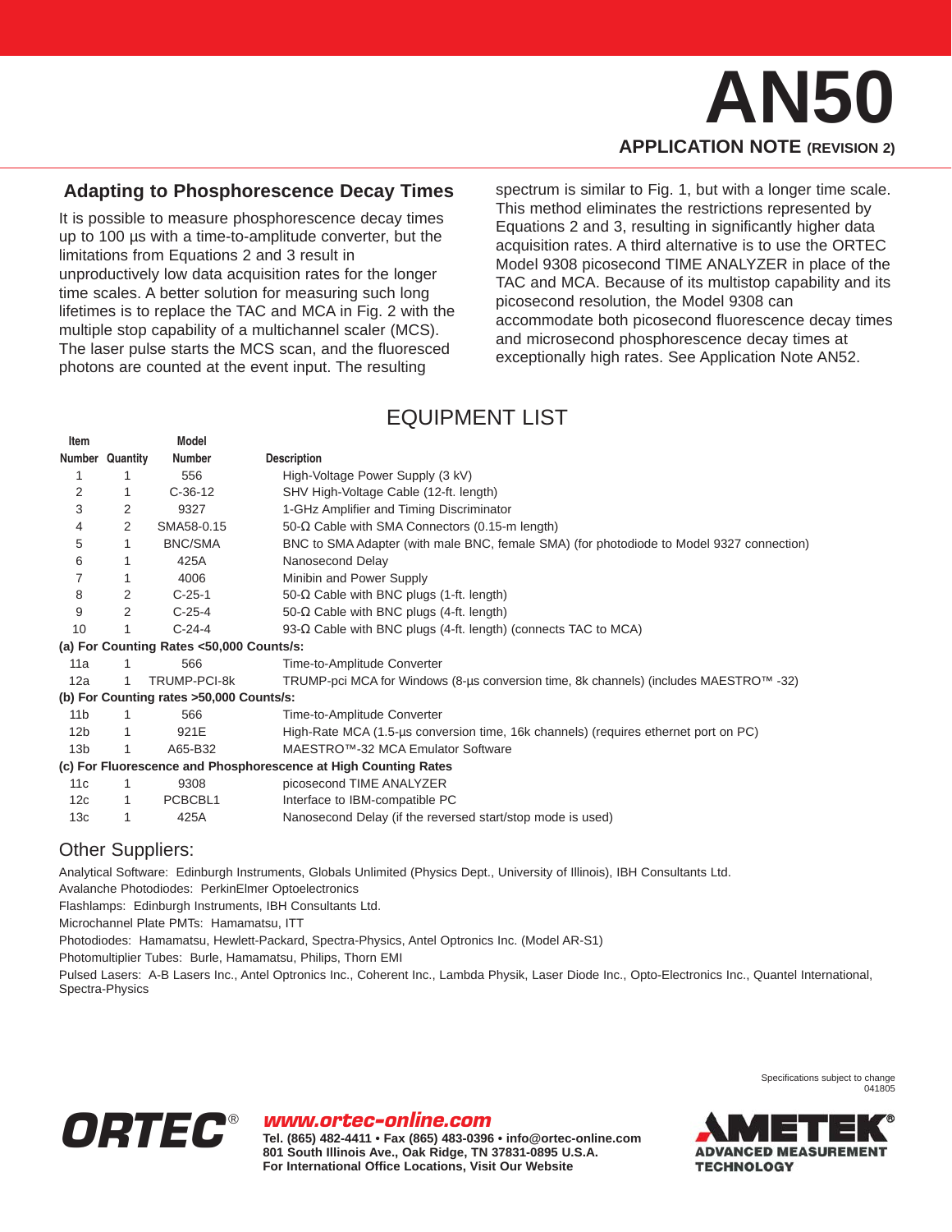# AN50

## APPLICATION NOTE (REVISION 2)

### Adapting to Phosphorescence Decay Times

It is possible to measure phosphorescence decay times up to 100 µs with a time-to-amplitude converter, but the limitations from Equations 2 and 3 result in unproductively low data acquisition rates for the longer time scales. A better solution for measuring such long lifetimes is to replace the TAC and MCA in Fig. 2 with the multiple stop capability of a multichannel scaler (MCS). The laser pulse starts the MCS scan, and the fluoresced photons are counted at the event input. The resulting spectrum is similar to Fig. 1, but with a longer time scale. This method eliminates the restrictions represented by Equations 2 and 3, resulting in significantly higher data acquisition rates. A third alternative is to use the ORTEC Model 9308 picosecond TIME ANALYZER in place of the TAC and MCA. Because of its multistop capability and its picosecond resolution, the Model 9308 can accommodate both picosecond fluorescence decay times and microsecond phosphorescence decay times at exceptionally high rates. See Application Note AN52.

## EQUIPMENT LIST

| Item Number | Quantity | Model Number | Description |
|---|---|---|---|
| 1 | 1 | 556 | High-Voltage Power Supply (3 kV) |
| 2 | 1 | C-36-12 | SHV High-Voltage Cable (12-ft. length) |
| 3 | 2 | 9327 | 1-GHz Amplifier and Timing Discriminator |
| 4 | 2 | SMA58-0.15 | 50-Ω Cable with SMA Connectors (0.15-m length) |
| 5 | 1 | BNC/SMA | BNC to SMA Adapter (with male BNC, female SMA) (for photodiode to Model 9327 connection) |
| 6 | 1 | 425A | Nanosecond Delay |
| 7 | 1 | 4006 | Minibin and Power Supply |
| 8 | 2 | C-25-1 | 50-Ω Cable with BNC plugs (1-ft. length) |
| 9 | 2 | C-25-4 | 50-Ω Cable with BNC plugs (4-ft. length) |
| 10 | 1 | C-24-4 | 93-Ω Cable with BNC plugs (4-ft. length) (connects TAC to MCA) |
| **(a) For Counting Rates <50,000 Counts/s:** | | | |
| 11a | 1 | 566 | Time-to-Amplitude Converter |
| 12a | 1 | TRUMP-PCI-8k | TRUMP-pci MCA for Windows (8-µs conversion time, 8k channels) (includes MAESTRO™ -32) |
| **(b) For Counting rates >50,000 Counts/s:** | | | |
| 11b | 1 | 566 | Time-to-Amplitude Converter |
| 12b | 1 | 921E | High-Rate MCA (1.5-µs conversion time, 16k channels) (requires ethernet port on PC) |
| 13b | 1 | A65-B32 | MAESTRO™-32 MCA Emulator Software |
| **(c) For Fluorescence and Phosphorescence at High Counting Rates** | | | |
| 11c | 1 | 9308 | picosecond TIME ANALYZER |
| 12c | 1 | PCBCBL1 | Interface to IBM-compatible PC |
| 13c | 1 | 425A | Nanosecond Delay (if the reversed start/stop mode is used) |

### Other Suppliers:

Analytical Software: Edinburgh Instruments, Globals Unlimited (Physics Dept., University of Illinois), IBH Consultants Ltd.

Avalanche Photodiodes: PerkinElmer Optoelectronics

Flashlamps: Edinburgh Instruments, IBH Consultants Ltd.

Microchannel Plate PMTs: Hamamatsu, ITT

Photodiodes: Hamamatsu, Hewlett-Packard, Spectra-Physics, Antel Optronics Inc. (Model AR-S1)

Photomultiplier Tubes: Burle, Hamamatsu, Philips, Thorn EMI

Pulsed Lasers: A-B Lasers Inc., Antel Optronics Inc., Coherent Inc., Lambda Physik, Laser Diode Inc., Opto-Electronics Inc., Quantel International, Spectra-Physics

Specifications subject to change
041805

ORTEC®

**www.ortec-online.com**
**Tel. (865) 482-4411 • Fax (865) 483-0396 • info@ortec-online.com**
**801 South Illinois Ave., Oak Ridge, TN 37831-0895 U.S.A.**
**For International Office Locations, Visit Our Website**

AMETEK® ADVANCED MEASUREMENT TECHNOLOGY